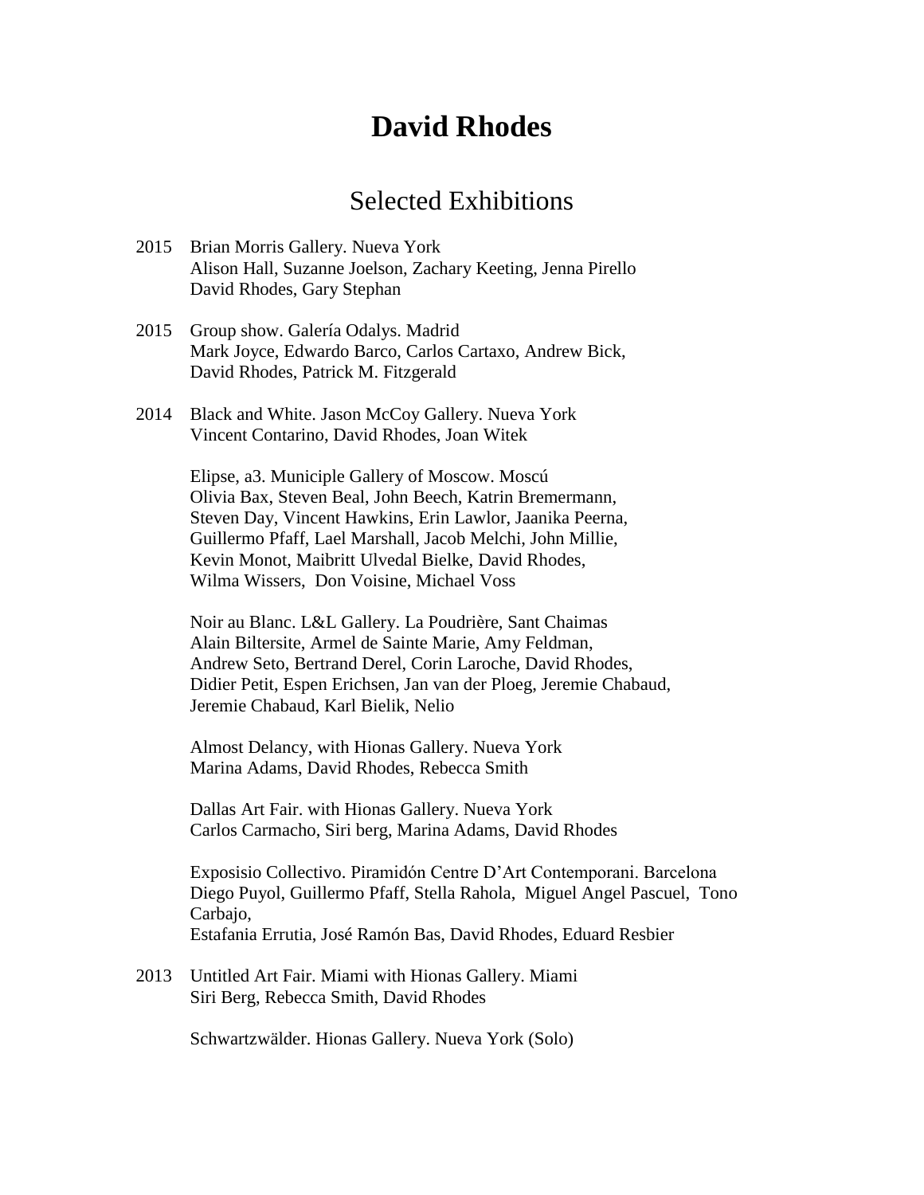# David Rhodes

## Selected Exhibitions

2015 Brian Morris Gallery. Nueva York
Alison Hall, Suzanne Joelson, Zachary Keeting, Jenna Pirello
David Rhodes, Gary Stephan

2015 Group show. Galería Odalys. Madrid
Mark Joyce, Edwardo Barco, Carlos Cartaxo, Andrew Bick,
David Rhodes, Patrick M. Fitzgerald

2014 Black and White. Jason McCoy Gallery. Nueva York
Vincent Contarino, David Rhodes, Joan Witek

Elipse, a3. Municiple Gallery of Moscow. Moscú
Olivia Bax, Steven Beal, John Beech, Katrin Bremermann,
Steven Day, Vincent Hawkins, Erin Lawlor, Jaanika Peerna,
Guillermo Pfaff, Lael Marshall, Jacob Melchi, John Millie,
Kevin Monot, Maibritt Ulvedal Bielke, David Rhodes,
Wilma Wissers, Don Voisine, Michael Voss

Noir au Blanc. L&L Gallery. La Poudrière, Sant Chaimas
Alain Biltersite, Armel de Sainte Marie, Amy Feldman,
Andrew Seto, Bertrand Derel, Corin Laroche, David Rhodes,
Didier Petit, Espen Erichsen, Jan van der Ploeg, Jeremie Chabaud,
Jeremie Chabaud, Karl Bielik, Nelio

Almost Delancy, with Hionas Gallery. Nueva York
Marina Adams, David Rhodes, Rebecca Smith

Dallas Art Fair. with Hionas Gallery. Nueva York
Carlos Carmacho, Siri berg, Marina Adams, David Rhodes

Exposisio Collectivo. Piramidón Centre D'Art Contemporani. Barcelona
Diego Puyol, Guillermo Pfaff, Stella Rahola, Miguel Angel Pascuel, Tono Carbajo,
Estafania Errutia, José Ramón Bas, David Rhodes, Eduard Resbier

2013 Untitled Art Fair. Miami with Hionas Gallery. Miami
Siri Berg, Rebecca Smith, David Rhodes

Schwartzwälder. Hionas Gallery. Nueva York (Solo)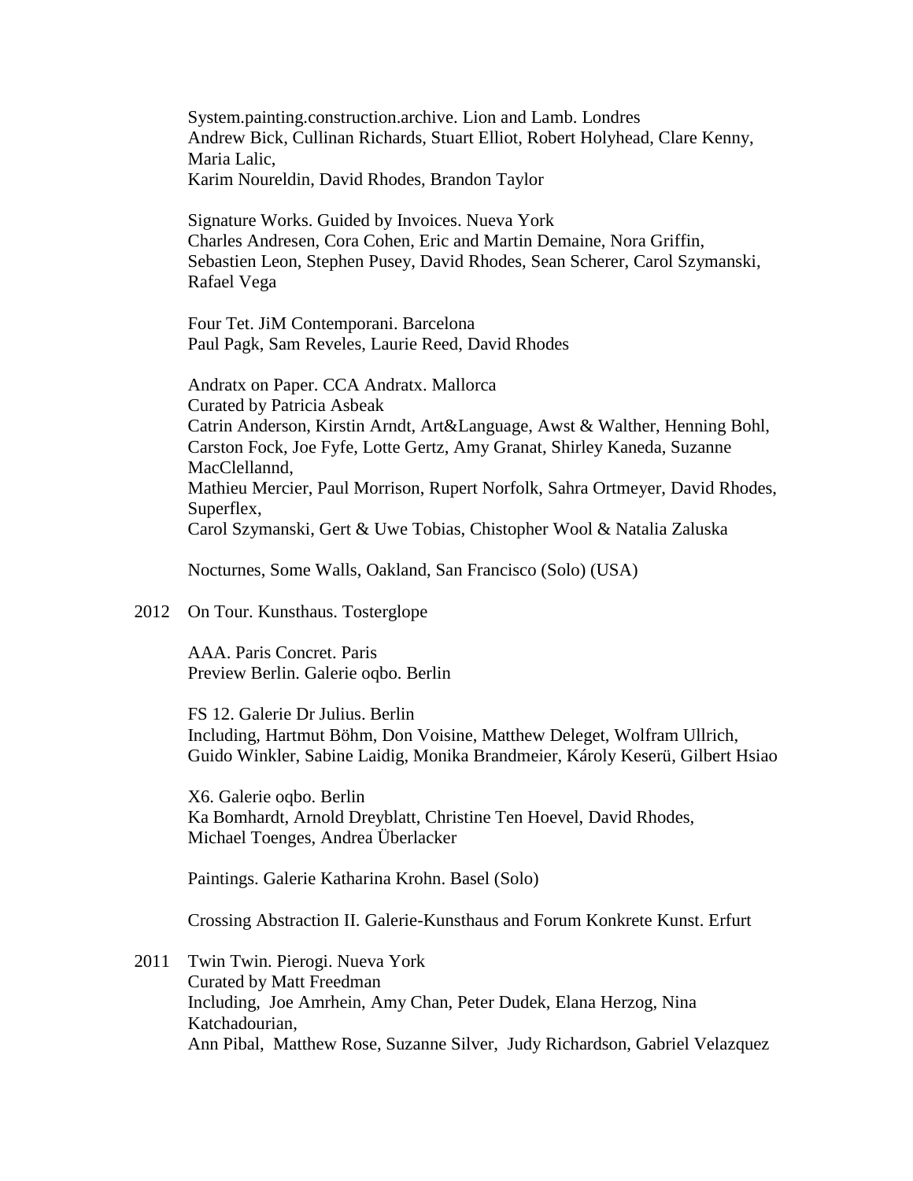System.painting.construction.archive. Lion and Lamb. Londres
Andrew Bick, Cullinan Richards, Stuart Elliot, Robert Holyhead, Clare Kenny, Maria Lalic,
Karim Noureldin, David Rhodes, Brandon Taylor

Signature Works. Guided by Invoices. Nueva York
Charles Andresen, Cora Cohen, Eric and Martin Demaine, Nora Griffin, Sebastien Leon, Stephen Pusey, David Rhodes, Sean Scherer, Carol Szymanski, Rafael Vega

Four Tet. JiM Contemporani. Barcelona
Paul Pagk, Sam Reveles, Laurie Reed, David Rhodes

Andratx on Paper. CCA Andratx. Mallorca
Curated by Patricia Asbeak
Catrin Anderson, Kirstin Arndt, Art&Language, Awst & Walther, Henning Bohl, Carston Fock, Joe Fyfe, Lotte Gertz, Amy Granat, Shirley Kaneda, Suzanne MacClellannd,
Mathieu Mercier, Paul Morrison, Rupert Norfolk, Sahra Ortmeyer, David Rhodes, Superflex,
Carol Szymanski, Gert & Uwe Tobias, Chistopher Wool & Natalia Zaluska

Nocturnes, Some Walls, Oakland, San Francisco (Solo) (USA)

2012 On Tour. Kunsthaus. Tosterglope

AAA. Paris Concret. Paris
Preview Berlin. Galerie oqbo. Berlin

FS 12. Galerie Dr Julius. Berlin
Including, Hartmut Böhm, Don Voisine, Matthew Deleget, Wolfram Ullrich, Guido Winkler, Sabine Laidig, Monika Brandmeier, Károly Keserü, Gilbert Hsiao

X6. Galerie oqbo. Berlin
Ka Bomhardt, Arnold Dreyblatt, Christine Ten Hoevel, David Rhodes, Michael Toenges, Andrea Überlacker

Paintings. Galerie Katharina Krohn. Basel (Solo)

Crossing Abstraction II. Galerie-Kunsthaus and Forum Konkrete Kunst. Erfurt

2011 Twin Twin. Pierogi. Nueva York
Curated by Matt Freedman
Including, Joe Amrhein, Amy Chan, Peter Dudek, Elana Herzog, Nina Katchadourian,
Ann Pibal, Matthew Rose, Suzanne Silver, Judy Richardson, Gabriel Velazquez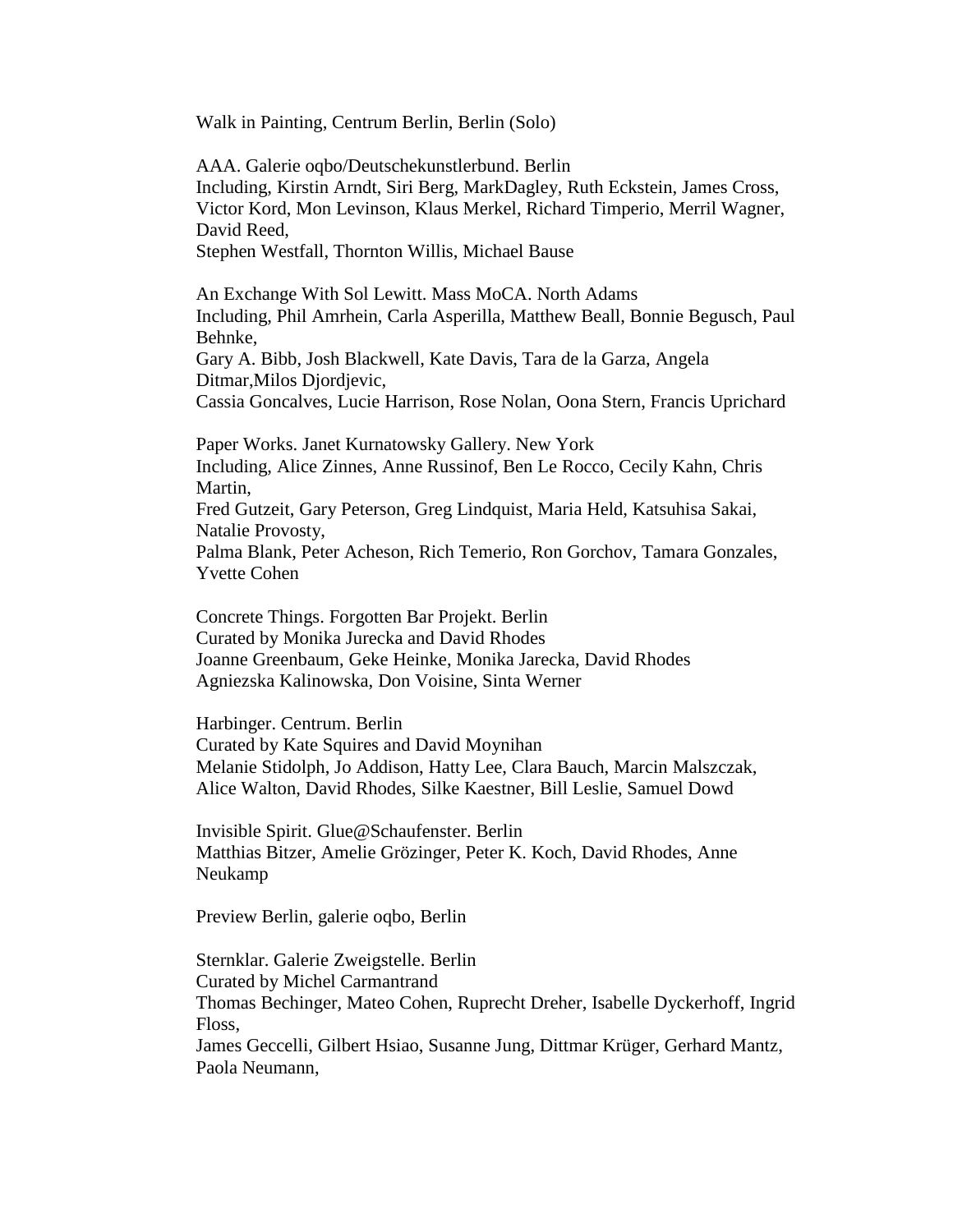Walk in Painting, Centrum Berlin, Berlin (Solo)

AAA. Galerie oqbo/Deutschekunstlerbund. Berlin
Including, Kirstin Arndt, Siri Berg, MarkDagley, Ruth Eckstein, James Cross, Victor Kord, Mon Levinson, Klaus Merkel, Richard Timperio, Merril Wagner, David Reed,
Stephen Westfall, Thornton Willis, Michael Bause

An Exchange With Sol Lewitt. Mass MoCA. North Adams
Including, Phil Amrhein, Carla Asperilla, Matthew Beall, Bonnie Begusch, Paul Behnke,
Gary A. Bibb, Josh Blackwell, Kate Davis, Tara de la Garza, Angela Ditmar,Milos Djordjevic,
Cassia Goncalves, Lucie Harrison, Rose Nolan, Oona Stern, Francis Uprichard

Paper Works. Janet Kurnatowsky Gallery. New York
Including, Alice Zinnes, Anne Russinof, Ben Le Rocco, Cecily Kahn, Chris Martin,
Fred Gutzeit, Gary Peterson, Greg Lindquist, Maria Held, Katsuhisa Sakai, Natalie Provosty,
Palma Blank, Peter Acheson, Rich Temerio, Ron Gorchov, Tamara Gonzales, Yvette Cohen

Concrete Things. Forgotten Bar Projekt. Berlin
Curated by Monika Jurecka and David Rhodes
Joanne Greenbaum, Geke Heinke, Monika Jarecka, David Rhodes
Agniezska Kalinowska, Don Voisine, Sinta Werner

Harbinger. Centrum. Berlin
Curated by Kate Squires and David Moynihan
Melanie Stidolph, Jo Addison, Hatty Lee, Clara Bauch, Marcin Malszczak,
Alice Walton, David Rhodes, Silke Kaestner, Bill Leslie, Samuel Dowd

Invisible Spirit. Glue@Schaufenster. Berlin
Matthias Bitzer, Amelie Grözinger, Peter K. Koch, David Rhodes, Anne Neukamp

Preview Berlin, galerie oqbo, Berlin

Sternklar. Galerie Zweigstelle. Berlin
Curated by Michel Carmantrand
Thomas Bechinger, Mateo Cohen, Ruprecht Dreher, Isabelle Dyckerhoff, Ingrid Floss,
James Geccelli, Gilbert Hsiao, Susanne Jung, Dittmar Krüger, Gerhard Mantz, Paola Neumann,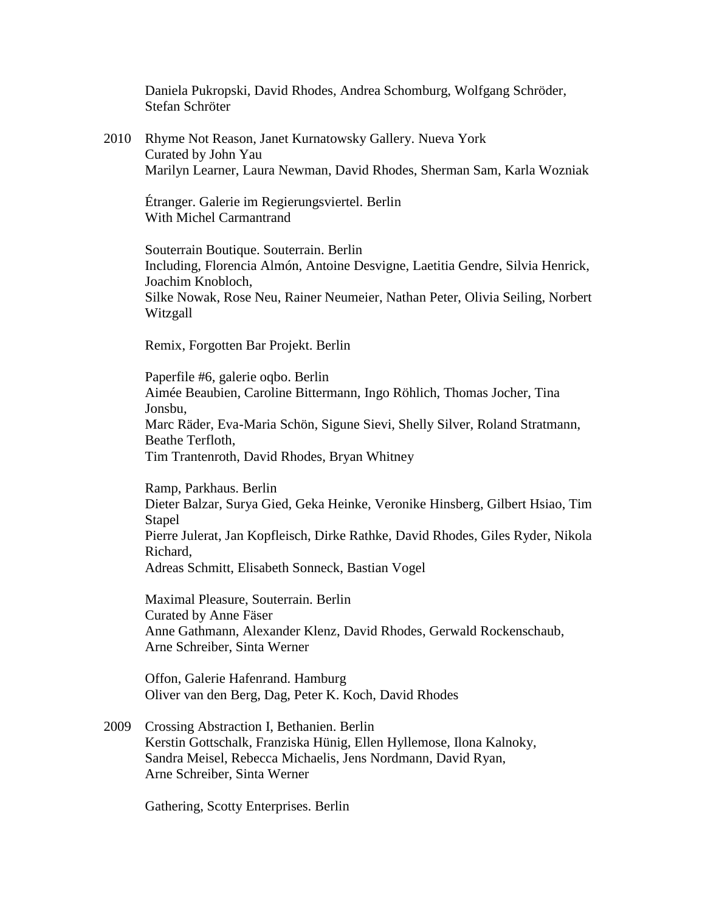Daniela Pukropski, David Rhodes, Andrea Schomburg, Wolfgang Schröder, Stefan Schröter

2010 Rhyme Not Reason, Janet Kurnatowsky Gallery. Nueva York
Curated by John Yau
Marilyn Learner, Laura Newman, David Rhodes, Sherman Sam, Karla Wozniak

Étranger. Galerie im Regierungsviertel. Berlin
With Michel Carmantrand

Souterrain Boutique. Souterrain. Berlin
Including, Florencia Almón, Antoine Desvigne, Laetitia Gendre, Silvia Henrick, Joachim Knobloch,
Silke Nowak, Rose Neu, Rainer Neumeier, Nathan Peter, Olivia Seiling, Norbert Witzgall

Remix, Forgotten Bar Projekt. Berlin

Paperfile #6, galerie oqbo. Berlin
Aimée Beaubien, Caroline Bittermann, Ingo Röhlich, Thomas Jocher, Tina Jonsbu,
Marc Räder, Eva-Maria Schön, Sigune Sievi, Shelly Silver, Roland Stratmann, Beathe Terfloth,
Tim Trantenroth, David Rhodes, Bryan Whitney

Ramp, Parkhaus. Berlin
Dieter Balzar, Surya Gied, Geka Heinke, Veronike Hinsberg, Gilbert Hsiao, Tim Stapel
Pierre Julerat, Jan Kopfleisch, Dirke Rathke, David Rhodes, Giles Ryder, Nikola Richard,
Adreas Schmitt, Elisabeth Sonneck, Bastian Vogel

Maximal Pleasure, Souterrain. Berlin
Curated by Anne Fäser
Anne Gathmann, Alexander Klenz, David Rhodes, Gerwald Rockenschaub, Arne Schreiber, Sinta Werner

Offon, Galerie Hafenrand. Hamburg
Oliver van den Berg, Dag, Peter K. Koch, David Rhodes

2009 Crossing Abstraction I, Bethanien. Berlin
Kerstin Gottschalk, Franziska Hünig, Ellen Hyllemose, Ilona Kalnoky,
Sandra Meisel, Rebecca Michaelis, Jens Nordmann, David Ryan,
Arne Schreiber, Sinta Werner

Gathering, Scotty Enterprises. Berlin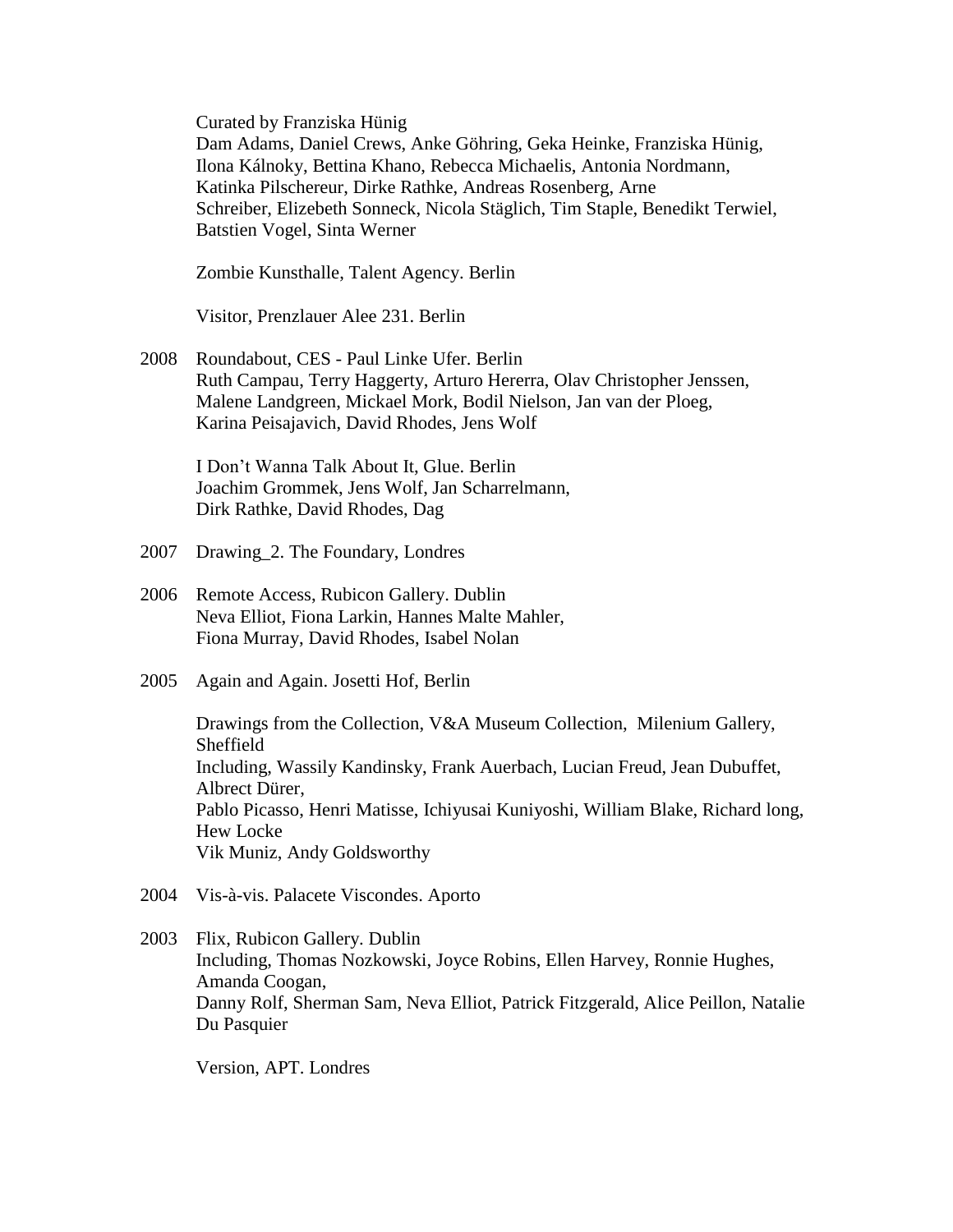Curated by Franziska Hünig
Dam Adams, Daniel Crews, Anke Göhring, Geka Heinke, Franziska Hünig, Ilona Kálnoky, Bettina Khano, Rebecca Michaelis, Antonia Nordmann, Katinka Pilschereur, Dirke Rathke, Andreas Rosenberg, Arne Schreiber, Elizebeth Sonneck, Nicola Stäglich, Tim Staple, Benedikt Terwiel, Batstien Vogel, Sinta Werner

Zombie Kunsthalle, Talent Agency. Berlin

Visitor, Prenzlauer Alee 231. Berlin

2008 Roundabout, CES - Paul Linke Ufer. Berlin
Ruth Campau, Terry Haggerty, Arturo Hererra, Olav Christopher Jenssen, Malene Landgreen, Mickael Mork, Bodil Nielson, Jan van der Ploeg, Karina Peisajavich, David Rhodes, Jens Wolf

I Don't Wanna Talk About It, Glue. Berlin
Joachim Grommek, Jens Wolf, Jan Scharrelmann, Dirk Rathke, David Rhodes, Dag

2007 Drawing_2. The Foundary, Londres

2006 Remote Access, Rubicon Gallery. Dublin
Neva Elliot, Fiona Larkin, Hannes Malte Mahler, Fiona Murray, David Rhodes, Isabel Nolan

2005 Again and Again. Josetti Hof, Berlin

Drawings from the Collection, V&A Museum Collection, Milenium Gallery, Sheffield
Including, Wassily Kandinsky, Frank Auerbach, Lucian Freud, Jean Dubuffet, Albrect Dürer,
Pablo Picasso, Henri Matisse, Ichiyusai Kuniyoshi, William Blake, Richard long, Hew Locke
Vik Muniz, Andy Goldsworthy

2004 Vis-à-vis. Palacete Viscondes. Aporto

2003 Flix, Rubicon Gallery. Dublin
Including, Thomas Nozkowski, Joyce Robins, Ellen Harvey, Ronnie Hughes, Amanda Coogan,
Danny Rolf, Sherman Sam, Neva Elliot, Patrick Fitzgerald, Alice Peillon, Natalie Du Pasquier

Version, APT. Londres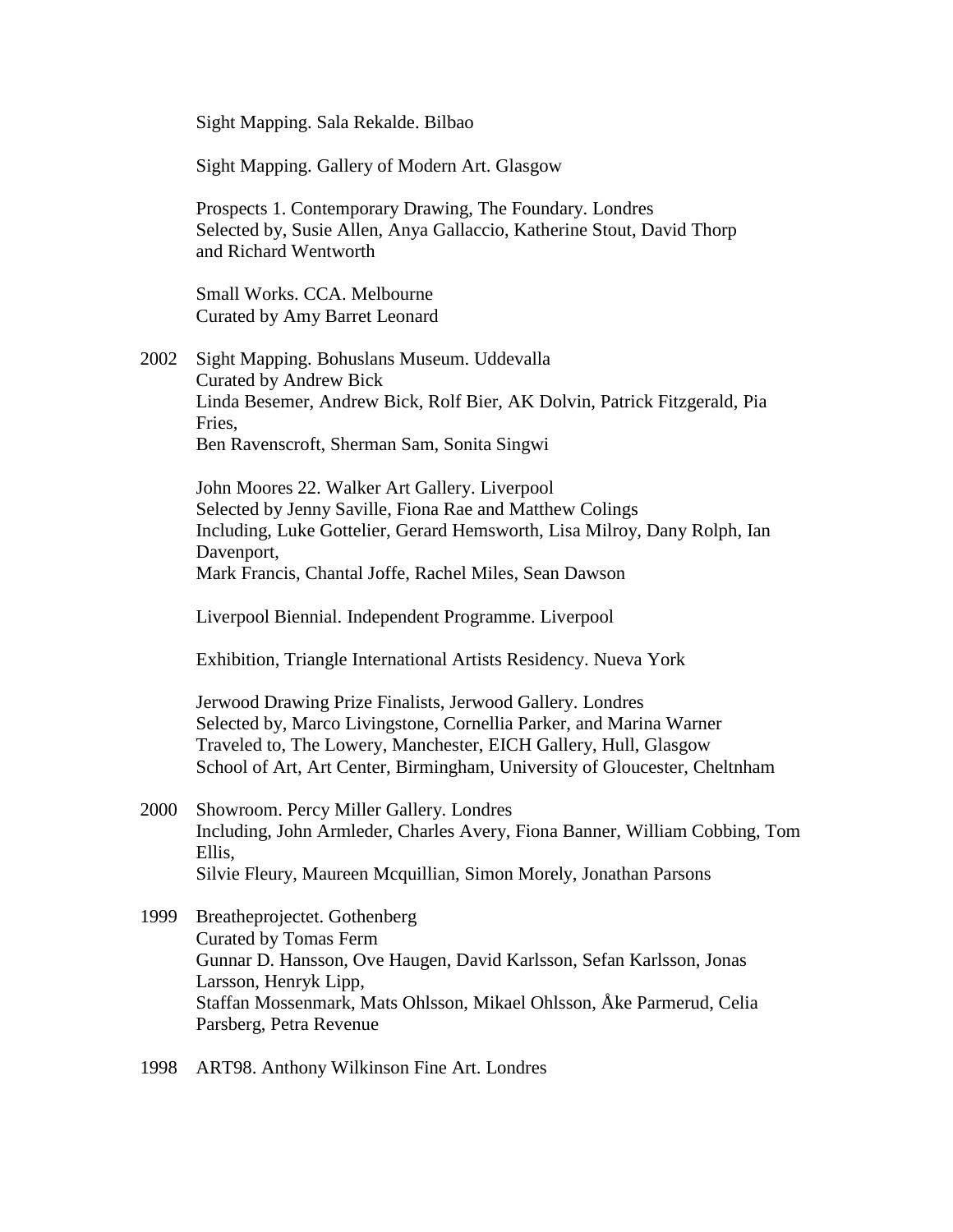Sight Mapping. Sala Rekalde. Bilbao

Sight Mapping. Gallery of Modern Art. Glasgow

Prospects 1. Contemporary Drawing, The Foundary. Londres
Selected by, Susie Allen, Anya Gallaccio, Katherine Stout, David Thorp and Richard Wentworth

Small Works. CCA. Melbourne
Curated by Amy Barret Leonard

2002 Sight Mapping. Bohuslans Museum. Uddevalla
Curated by Andrew Bick
Linda Besemer, Andrew Bick, Rolf Bier, AK Dolvin, Patrick Fitzgerald, Pia Fries,
Ben Ravenscroft, Sherman Sam, Sonita Singwi

John Moores 22. Walker Art Gallery. Liverpool
Selected by Jenny Saville, Fiona Rae and Matthew Colings
Including, Luke Gottelier, Gerard Hemsworth, Lisa Milroy, Dany Rolph, Ian Davenport,
Mark Francis, Chantal Joffe, Rachel Miles, Sean Dawson

Liverpool Biennial. Independent Programme. Liverpool

Exhibition, Triangle International Artists Residency. Nueva York

Jerwood Drawing Prize Finalists, Jerwood Gallery. Londres
Selected by, Marco Livingstone, Cornellia Parker, and Marina Warner
Traveled to, The Lowery, Manchester, EICH Gallery, Hull, Glasgow School of Art, Art Center, Birmingham, University of Gloucester, Cheltnham

2000 Showroom. Percy Miller Gallery. Londres
Including, John Armleder, Charles Avery, Fiona Banner, William Cobbing, Tom Ellis,
Silvie Fleury, Maureen Mcquillian, Simon Morely, Jonathan Parsons

1999 Breatheprojectet. Gothenberg
Curated by Tomas Ferm
Gunnar D. Hansson, Ove Haugen, David Karlsson, Sefan Karlsson, Jonas Larsson, Henryk Lipp,
Staffan Mossenmark, Mats Ohlsson, Mikael Ohlsson, Åke Parmerud, Celia Parsberg, Petra Revenue

1998 ART98. Anthony Wilkinson Fine Art. Londres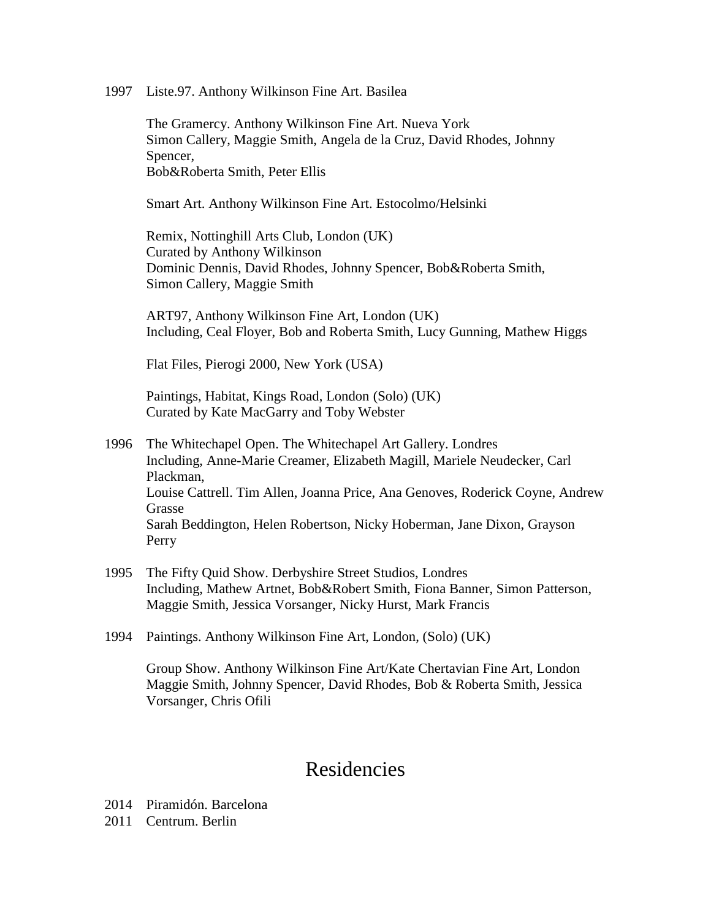1997 Liste.97. Anthony Wilkinson Fine Art. Basilea

The Gramercy. Anthony Wilkinson Fine Art. Nueva York
Simon Callery, Maggie Smith, Angela de la Cruz, David Rhodes, Johnny Spencer,
Bob&Roberta Smith, Peter Ellis

Smart Art. Anthony Wilkinson Fine Art. Estocolmo/Helsinki

Remix, Nottinghill Arts Club, London (UK)
Curated by Anthony Wilkinson
Dominic Dennis, David Rhodes, Johnny Spencer, Bob&Roberta Smith,
Simon Callery, Maggie Smith

ART97, Anthony Wilkinson Fine Art, London (UK)
Including, Ceal Floyer, Bob and Roberta Smith, Lucy Gunning, Mathew Higgs

Flat Files, Pierogi 2000, New York (USA)

Paintings, Habitat, Kings Road, London (Solo) (UK)
Curated by Kate MacGarry and Toby Webster

1996 The Whitechapel Open. The Whitechapel Art Gallery. Londres
Including, Anne-Marie Creamer, Elizabeth Magill, Mariele Neudecker, Carl Plackman,
Louise Cattrell. Tim Allen, Joanna Price, Ana Genoves, Roderick Coyne, Andrew Grasse
Sarah Beddington, Helen Robertson, Nicky Hoberman, Jane Dixon, Grayson Perry

1995 The Fifty Quid Show. Derbyshire Street Studios, Londres
Including, Mathew Artnet, Bob&Robert Smith, Fiona Banner, Simon Patterson,
Maggie Smith, Jessica Vorsanger, Nicky Hurst, Mark Francis

1994 Paintings. Anthony Wilkinson Fine Art, London, (Solo) (UK)

Group Show. Anthony Wilkinson Fine Art/Kate Chertavian Fine Art, London
Maggie Smith, Johnny Spencer, David Rhodes, Bob & Roberta Smith, Jessica Vorsanger, Chris Ofili

# Residencies

2014 Piramidón. Barcelona
2011 Centrum. Berlin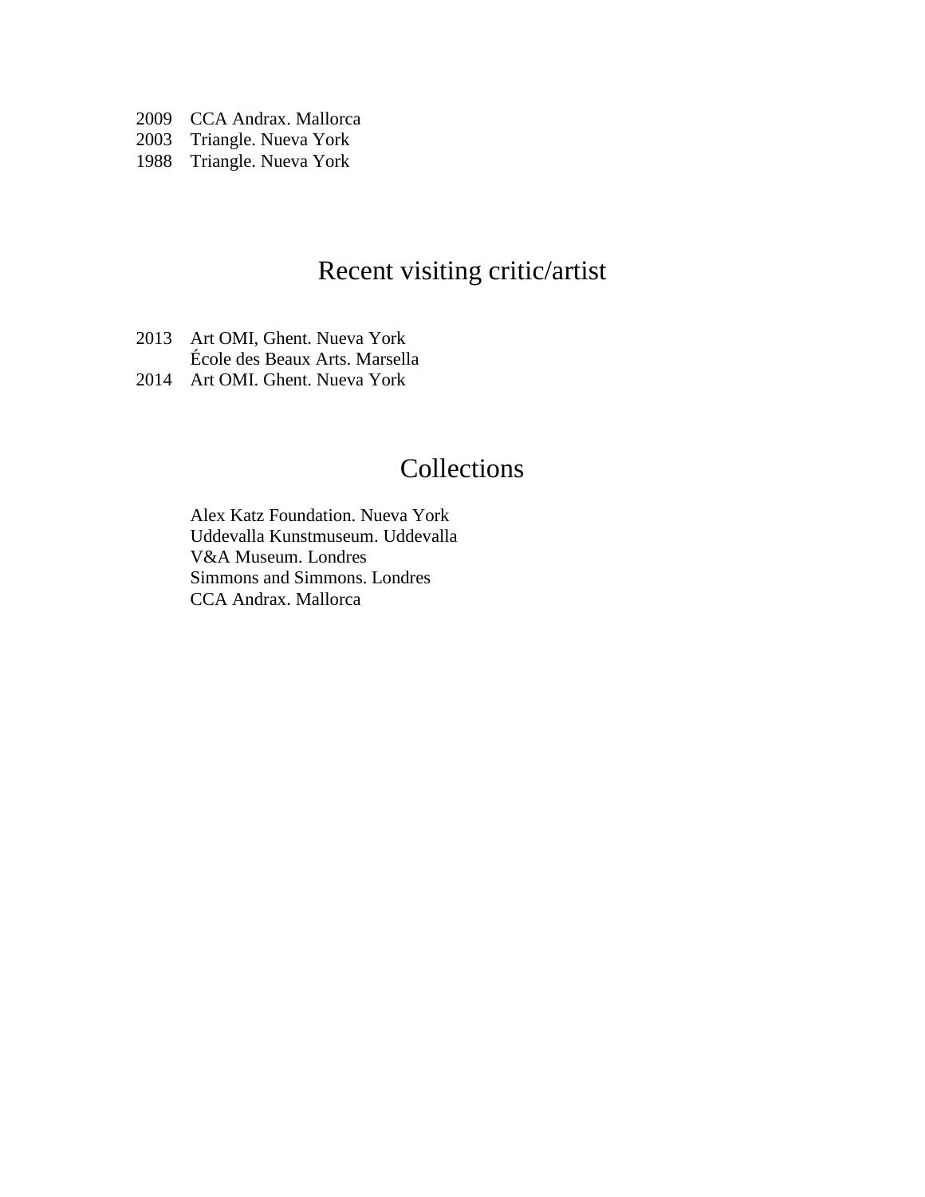2009 CCA Andrax. Mallorca
2003 Triangle. Nueva York
1988 Triangle. Nueva York

## Recent visiting critic/artist

2013 Art OMI, Ghent. Nueva York
École des Beaux Arts. Marsella
2014 Art OMI. Ghent. Nueva York

## Collections

Alex Katz Foundation. Nueva York
Uddevalla Kunstmuseum. Uddevalla
V&A Museum. Londres
Simmons and Simmons. Londres
CCA Andrax. Mallorca